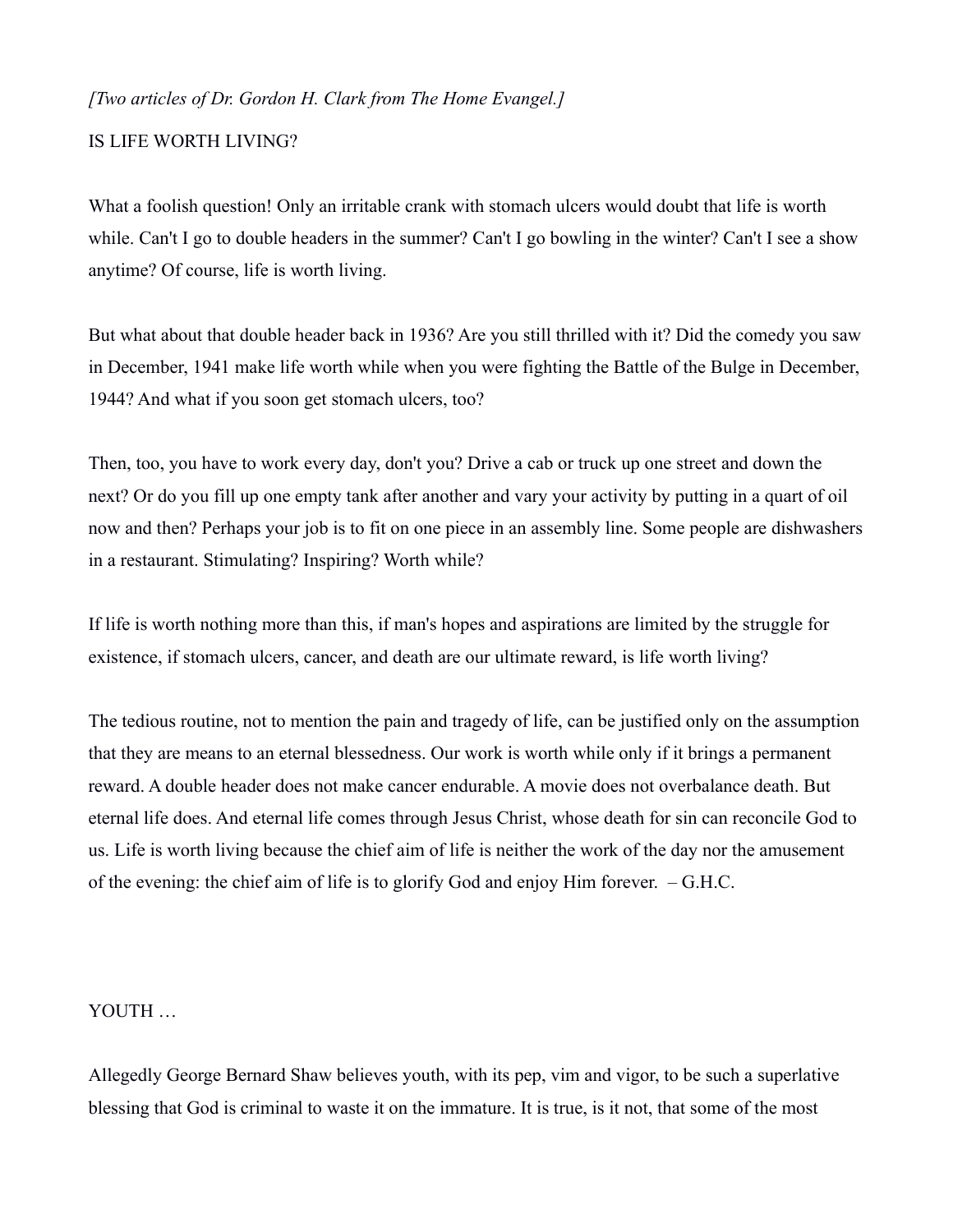*[Two articles of Dr. Gordon H. Clark from The Home Evangel.]*

## IS LIFE WORTH LIVING?

What a foolish question! Only an irritable crank with stomach ulcers would doubt that life is worth while. Can't I go to double headers in the summer? Can't I go bowling in the winter? Can't I see a show anytime? Of course, life is worth living.

But what about that double header back in 1936? Are you still thrilled with it? Did the comedy you saw in December, 1941 make life worth while when you were fighting the Battle of the Bulge in December, 1944? And what if you soon get stomach ulcers, too?

Then, too, you have to work every day, don't you? Drive a cab or truck up one street and down the next? Or do you fill up one empty tank after another and vary your activity by putting in a quart of oil now and then? Perhaps your job is to fit on one piece in an assembly line. Some people are dishwashers in a restaurant. Stimulating? Inspiring? Worth while?

If life is worth nothing more than this, if man's hopes and aspirations are limited by the struggle for existence, if stomach ulcers, cancer, and death are our ultimate reward, is life worth living?

The tedious routine, not to mention the pain and tragedy of life, can be justified only on the assumption that they are means to an eternal blessedness. Our work is worth while only if it brings a permanent reward. A double header does not make cancer endurable. A movie does not overbalance death. But eternal life does. And eternal life comes through Jesus Christ, whose death for sin can reconcile God to us. Life is worth living because the chief aim of life is neither the work of the day nor the amusement of the evening: the chief aim of life is to glorify God and enjoy Him forever. – G.H.C.

## YOUTH …

Allegedly George Bernard Shaw believes youth, with its pep, vim and vigor, to be such a superlative blessing that God is criminal to waste it on the immature. It is true, is it not, that some of the most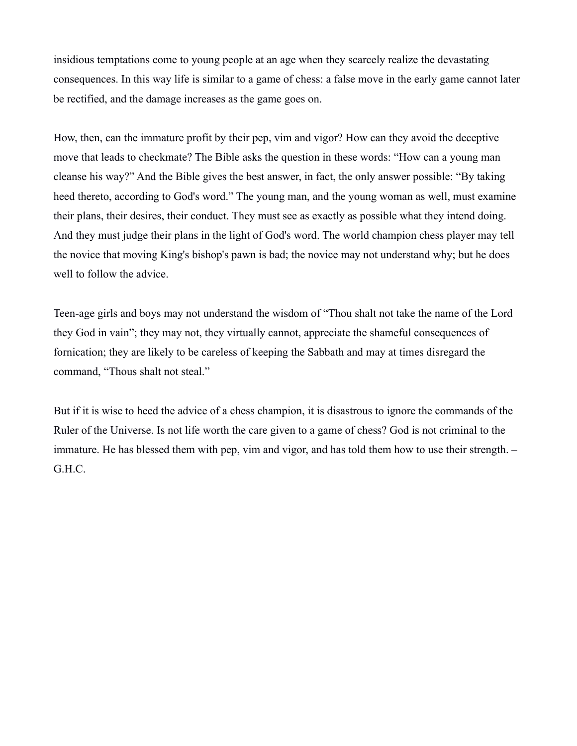insidious temptations come to young people at an age when they scarcely realize the devastating consequences. In this way life is similar to a game of chess: a false move in the early game cannot later be rectified, and the damage increases as the game goes on.

How, then, can the immature profit by their pep, vim and vigor? How can they avoid the deceptive move that leads to checkmate? The Bible asks the question in these words: "How can a young man cleanse his way?" And the Bible gives the best answer, in fact, the only answer possible: "By taking heed thereto, according to God's word." The young man, and the young woman as well, must examine their plans, their desires, their conduct. They must see as exactly as possible what they intend doing. And they must judge their plans in the light of God's word. The world champion chess player may tell the novice that moving King's bishop's pawn is bad; the novice may not understand why; but he does well to follow the advice.

Teen-age girls and boys may not understand the wisdom of "Thou shalt not take the name of the Lord they God in vain"; they may not, they virtually cannot, appreciate the shameful consequences of fornication; they are likely to be careless of keeping the Sabbath and may at times disregard the command, "Thous shalt not steal."

But if it is wise to heed the advice of a chess champion, it is disastrous to ignore the commands of the Ruler of the Universe. Is not life worth the care given to a game of chess? God is not criminal to the immature. He has blessed them with pep, vim and vigor, and has told them how to use their strength. – G.H.C.